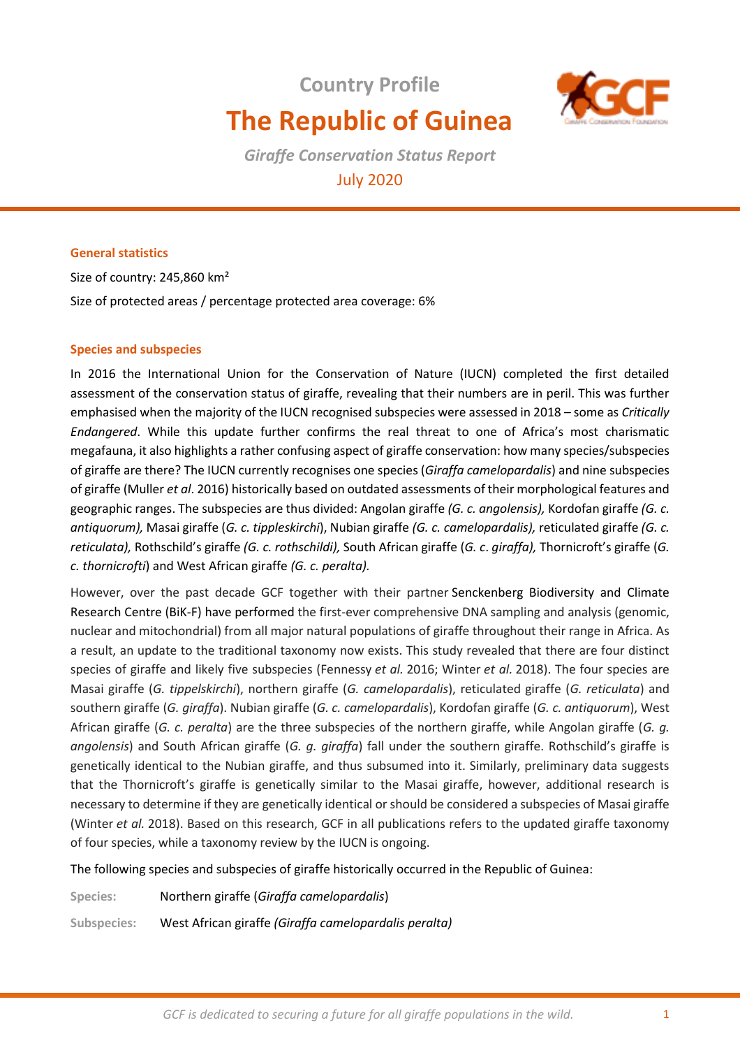Country Profile

# The Republic of Guinea

*Giraffe Conservation Status Report*

July 2020

## General statistics

Size of country: 245,860 km²

Size of protected areas / percentage protected area coverage: 6%

## Species and subspecies

In 2016 the International Union for the Conservation of Nature (IUCN) completed the first detailed assessment of the conservation status of giraffe, revealing that their numbers are in peril. This was further emphasised when the majority of the IUCN recognised subspecies were assessed in 2018 – some as *Critically Endangered*. While this update further confirms the real threat to one of Africa's most charismatic megafauna, it also highlights a rather confusing aspect of giraffe conservation: how many species/subspecies of giraffe are there? The IUCN currently recognises one species (*Giraffa camelopardalis*) and nine subspecies of giraffe (Muller *et al*. 2016) historically based on outdated assessments of their morphological features and geographic ranges. The subspecies are thus divided: Angolan giraffe *(G. c. angolensis),* Kordofan giraffe *(G. c. antiquorum),* Masai giraffe (*G. c. tippleskirchi*), Nubian giraffe *(G. c. camelopardalis),* reticulated giraffe *(G. c. reticulata),* Rothschild's giraffe *(G. c. rothschildi),* South African giraffe (*G. c*. *giraffa),* Thornicroft's giraffe (*G. c. thornicrofti*) and West African giraffe *(G. c. peralta).*

However, over the past decade GCF together with their partner Senckenberg Biodiversity and Climate Research Centre (BiK-F) have performed the first-ever comprehensive DNA sampling and analysis (genomic, nuclear and mitochondrial) from all major natural populations of giraffe throughout their range in Africa. As a result, an update to the traditional taxonomy now exists. This study revealed that there are four distinct species of giraffe and likely five subspecies (Fennessy *et al.* 2016; Winter *et al.* 2018). The four species are Masai giraffe (*G. tippelskirchi*), northern giraffe (*G. camelopardalis*), reticulated giraffe (*G. reticulata*) and southern giraffe (*G. giraffa*). Nubian giraffe (*G. c. camelopardalis*), Kordofan giraffe (*G. c. antiquorum*), West African giraffe (*G. c. peralta*) are the three subspecies of the northern giraffe, while Angolan giraffe (*G. g. angolensis*) and South African giraffe (*G. g. giraffa*) fall under the southern giraffe. Rothschild's giraffe is genetically identical to the Nubian giraffe, and thus subsumed into it. Similarly, preliminary data suggests that the Thornicroft's giraffe is genetically similar to the Masai giraffe, however, additional research is necessary to determine if they are genetically identical or should be considered a subspecies of Masai giraffe (Winter *et al.* 2018). Based on this research, GCF in all publications refers to the updated giraffe taxonomy of four species, while a taxonomy review by the IUCN is ongoing.

The following species and subspecies of giraffe historically occurred in the Republic of Guinea:

**Species:** Northern giraffe (*Giraffa camelopardalis*)

**Subspecies:** West African giraffe *(Giraffa camelopardalis peralta)*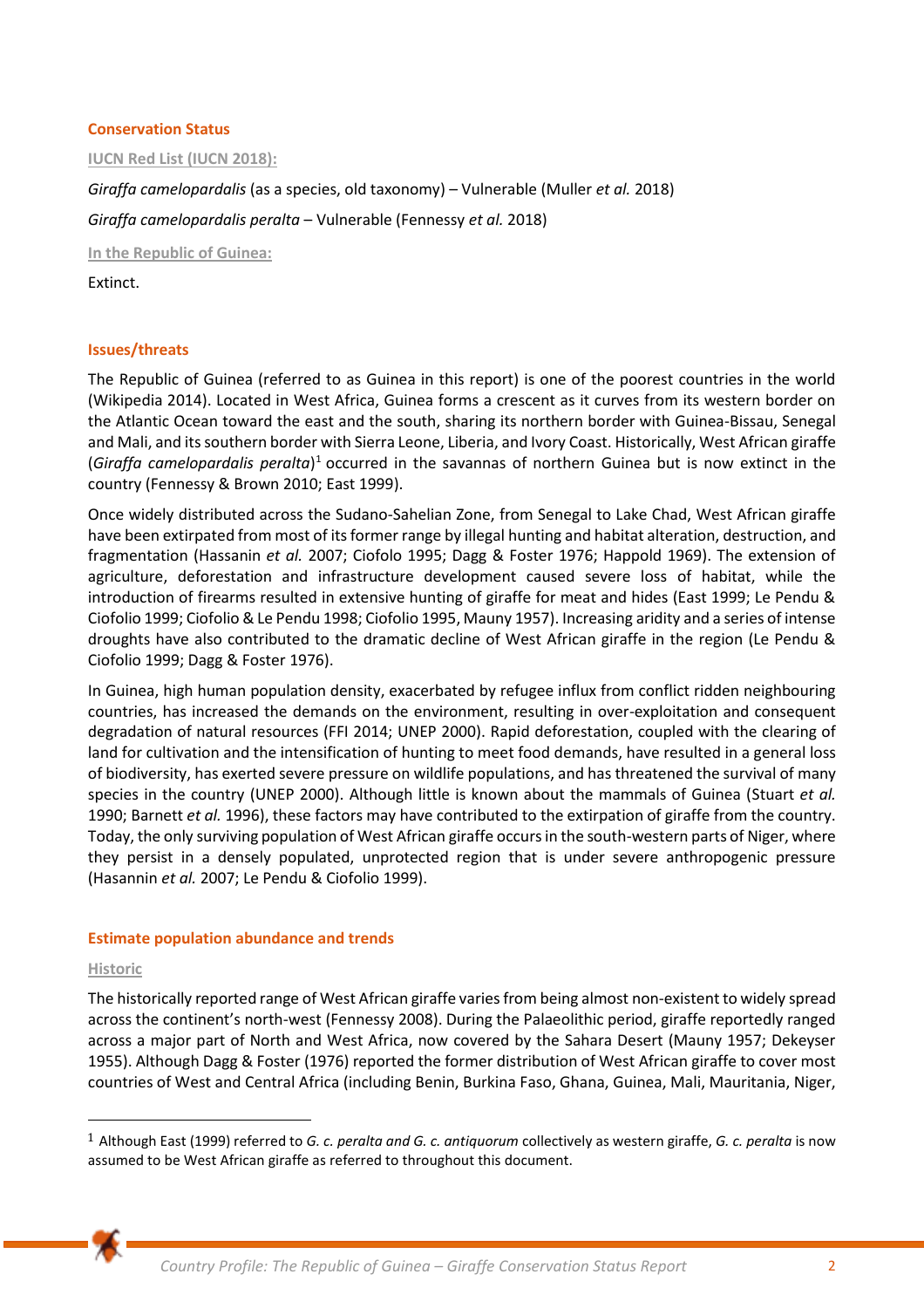## Conservation Status

### IUCN Red List (IUCN 2018):

*Giraffa camelopardalis* (as a species, old taxonomy) – Vulnerable (Muller *et al.* 2018)

*Giraffa camelopardalis peralta* – Vulnerable (Fennessy *et al.* 2018)

### In the Republic of Guinea:

Extinct.

## Issues/threats

The Republic of Guinea (referred to as Guinea in this report) is one of the poorest countries in the world (Wikipedia 2014). Located in West Africa, Guinea forms a crescent as it curves from its western border on the Atlantic Ocean toward the east and the south, sharing its northern border with Guinea-Bissau, Senegal and Mali, and its southern border with Sierra Leone, Liberia, and Ivory Coast. Historically, West African giraffe (*Giraffa camelopardalis peralta*)[1] occurred in the savannas of northern Guinea but is now extinct in the country (Fennessy & Brown 2010; East 1999).

Once widely distributed across the Sudano-Sahelian Zone, from Senegal to Lake Chad, West African giraffe have been extirpated from most of its former range by illegal hunting and habitat alteration, destruction, and fragmentation (Hassanin *et al.* 2007; Ciofolo 1995; Dagg & Foster 1976; Happold 1969). The extension of agriculture, deforestation and infrastructure development caused severe loss of habitat, while the introduction of firearms resulted in extensive hunting of giraffe for meat and hides (East 1999; Le Pendu & Ciofolio 1999; Ciofolio & Le Pendu 1998; Ciofolio 1995, Mauny 1957). Increasing aridity and a series of intense droughts have also contributed to the dramatic decline of West African giraffe in the region (Le Pendu & Ciofolio 1999; Dagg & Foster 1976).

In Guinea, high human population density, exacerbated by refugee influx from conflict ridden neighbouring countries, has increased the demands on the environment, resulting in over-exploitation and consequent degradation of natural resources (FFI 2014; UNEP 2000). Rapid deforestation, coupled with the clearing of land for cultivation and the intensification of hunting to meet food demands, have resulted in a general loss of biodiversity, has exerted severe pressure on wildlife populations, and has threatened the survival of many species in the country (UNEP 2000). Although little is known about the mammals of Guinea (Stuart *et al.* 1990; Barnett *et al.* 1996), these factors may have contributed to the extirpation of giraffe from the country. Today, the only surviving population of West African giraffe occurs in the south-western parts of Niger, where they persist in a densely populated, unprotected region that is under severe anthropogenic pressure (Hasannin *et al.* 2007; Le Pendu & Ciofolio 1999).

## Estimate population abundance and trends

### Historic

The historically reported range of West African giraffe varies from being almost non-existent to widely spread across the continent's north-west (Fennessy 2008). During the Palaeolithic period, giraffe reportedly ranged across a major part of North and West Africa, now covered by the Sahara Desert (Mauny 1957; Dekeyser 1955). Although Dagg & Foster (1976) reported the former distribution of West African giraffe to cover most countries of West and Central Africa (including Benin, Burkina Faso, Ghana, Guinea, Mali, Mauritania, Niger,

[1] Although East (1999) referred to *G. c. peralta and G. c. antiquorum* collectively as western giraffe, *G. c. peralta* is now assumed to be West African giraffe as referred to throughout this document.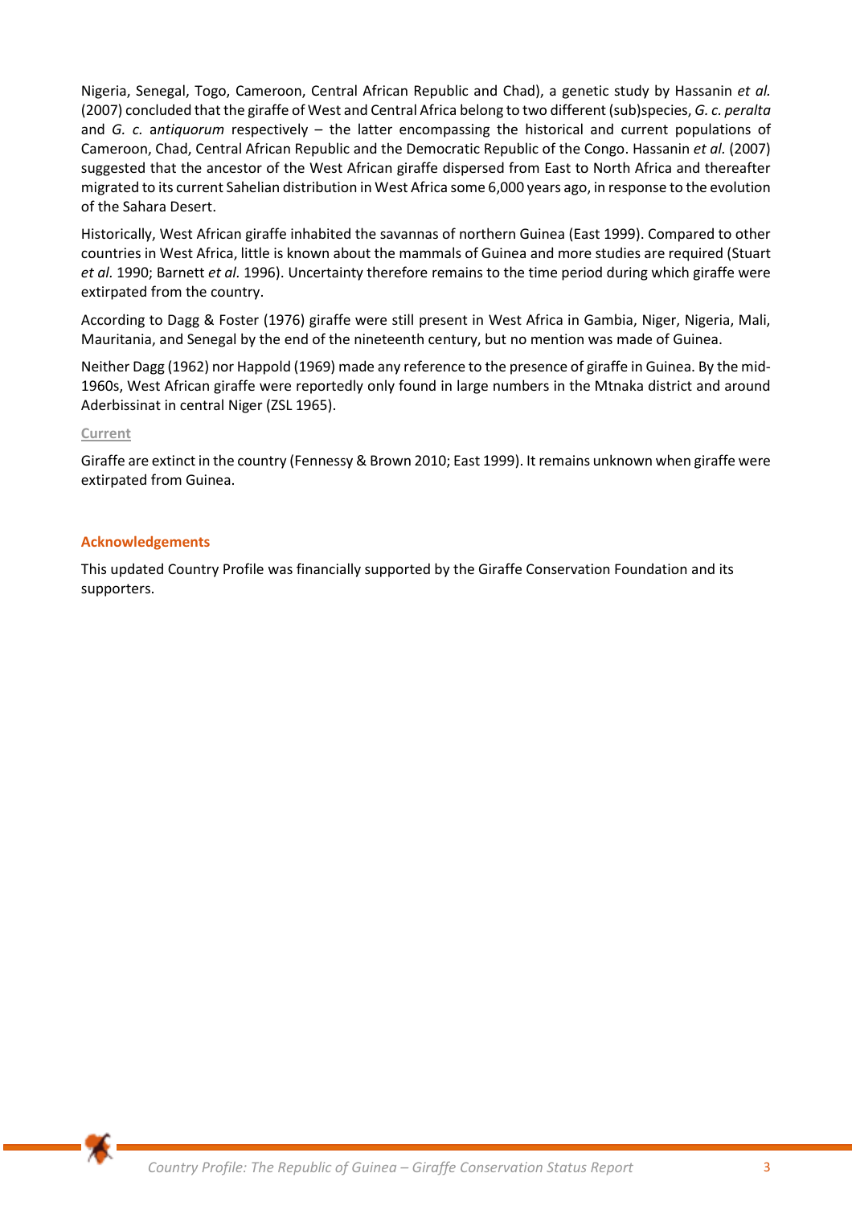Nigeria, Senegal, Togo, Cameroon, Central African Republic and Chad), a genetic study by Hassanin *et al.* (2007) concluded that the giraffe of West and Central Africa belong to two different (sub)species, *G. c. peralta* and *G. c. antiquorum* respectively – the latter encompassing the historical and current populations of Cameroon, Chad, Central African Republic and the Democratic Republic of the Congo. Hassanin *et al.* (2007) suggested that the ancestor of the West African giraffe dispersed from East to North Africa and thereafter migrated to its current Sahelian distribution in West Africa some 6,000 years ago, in response to the evolution of the Sahara Desert.

Historically, West African giraffe inhabited the savannas of northern Guinea (East 1999). Compared to other countries in West Africa, little is known about the mammals of Guinea and more studies are required (Stuart *et al.* 1990; Barnett *et al.* 1996). Uncertainty therefore remains to the time period during which giraffe were extirpated from the country.

According to Dagg & Foster (1976) giraffe were still present in West Africa in Gambia, Niger, Nigeria, Mali, Mauritania, and Senegal by the end of the nineteenth century, but no mention was made of Guinea.

Neither Dagg (1962) nor Happold (1969) made any reference to the presence of giraffe in Guinea. By the mid-1960s, West African giraffe were reportedly only found in large numbers in the Mtnaka district and around Aderbissinat in central Niger (ZSL 1965).

### Current

Giraffe are extinct in the country (Fennessy & Brown 2010; East 1999). It remains unknown when giraffe were extirpated from Guinea.

## Acknowledgements

This updated Country Profile was financially supported by the Giraffe Conservation Foundation and its supporters.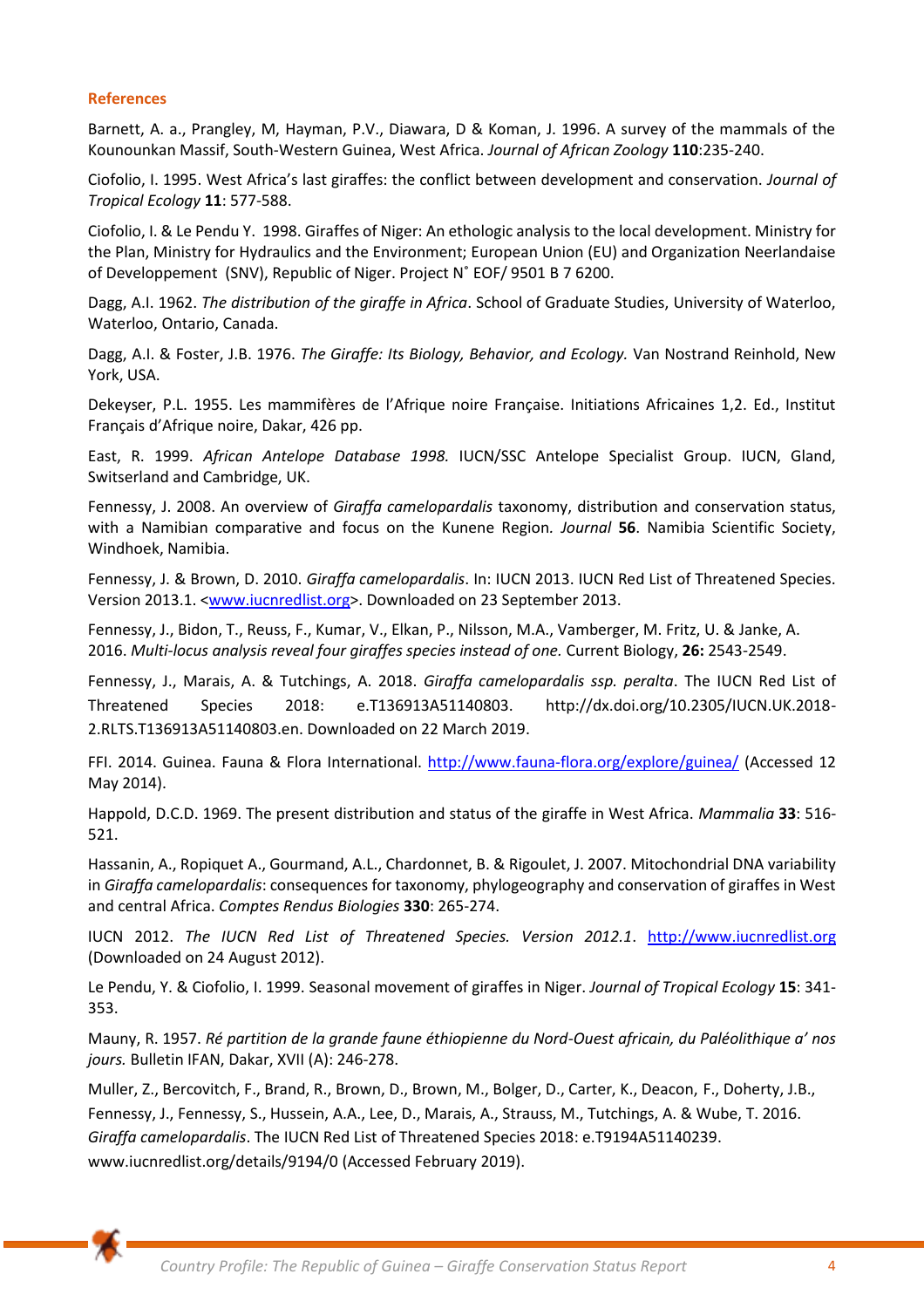## References

Barnett, A. a., Prangley, M, Hayman, P.V., Diawara, D & Koman, J. 1996. A survey of the mammals of the Kounounkan Massif, South-Western Guinea, West Africa. *Journal of African Zoology* **110**:235-240.

Ciofolio, I. 1995. West Africa's last giraffes: the conflict between development and conservation. *Journal of Tropical Ecology* **11**: 577-588.

Ciofolio, I. & Le Pendu Y. 1998. Giraffes of Niger: An ethologic analysis to the local development. Ministry for the Plan, Ministry for Hydraulics and the Environment; European Union (EU) and Organization Neerlandaise of Developpement (SNV), Republic of Niger. Project N˚ EOF/ 9501 B 7 6200.

Dagg, A.I. 1962. *The distribution of the giraffe in Africa*. School of Graduate Studies, University of Waterloo, Waterloo, Ontario, Canada.

Dagg, A.I. & Foster, J.B. 1976. *The Giraffe: Its Biology, Behavior, and Ecology.* Van Nostrand Reinhold, New York, USA.

Dekeyser, P.L. 1955. Les mammifères de l'Afrique noire Française. Initiations Africaines 1,2. Ed., Institut Français d'Afrique noire, Dakar, 426 pp.

East, R. 1999. *African Antelope Database 1998.* IUCN/SSC Antelope Specialist Group. IUCN, Gland, Switserland and Cambridge, UK.

Fennessy, J. 2008. An overview of *Giraffa camelopardalis* taxonomy, distribution and conservation status, with a Namibian comparative and focus on the Kunene Region. *Journal* **56**. Namibia Scientific Society, Windhoek, Namibia.

Fennessy, J. & Brown, D. 2010. *Giraffa camelopardalis*. In: IUCN 2013. IUCN Red List of Threatened Species. Version 2013.1. <www.iucnredlist.org>. Downloaded on 23 September 2013.

Fennessy, J., Bidon, T., Reuss, F., Kumar, V., Elkan, P., Nilsson, M.A., Vamberger, M. Fritz, U. & Janke, A. 2016. *Multi-locus analysis reveal four giraffes species instead of one.* Current Biology, **26:** 2543-2549.

Fennessy, J., Marais, A. & Tutchings, A. 2018. *Giraffa camelopardalis ssp. peralta*. The IUCN Red List of Threatened Species 2018: e.T136913A51140803. http://dx.doi.org/10.2305/IUCN.UK.2018-2.RLTS.T136913A51140803.en. Downloaded on 22 March 2019.

FFI. 2014. Guinea. Fauna & Flora International. http://www.fauna-flora.org/explore/guinea/ (Accessed 12 May 2014).

Happold, D.C.D. 1969. The present distribution and status of the giraffe in West Africa. *Mammalia* **33**: 516-521.

Hassanin, A., Ropiquet A., Gourmand, A.L., Chardonnet, B. & Rigoulet, J. 2007. Mitochondrial DNA variability in *Giraffa camelopardalis*: consequences for taxonomy, phylogeography and conservation of giraffes in West and central Africa. *Comptes Rendus Biologies* **330**: 265-274.

IUCN 2012. *The IUCN Red List of Threatened Species. Version 2012.1*. http://www.iucnredlist.org (Downloaded on 24 August 2012).

Le Pendu, Y. & Ciofolio, I. 1999. Seasonal movement of giraffes in Niger. *Journal of Tropical Ecology* **15**: 341-353.

Mauny, R. 1957. *Ré partition de la grande faune éthiopienne du Nord-Ouest africain, du Paléolithique a' nos jours.* Bulletin IFAN, Dakar, XVII (A): 246-278.

Muller, Z., Bercovitch, F., Brand, R., Brown, D., Brown, M., Bolger, D., Carter, K., Deacon, F., Doherty, J.B., Fennessy, J., Fennessy, S., Hussein, A.A., Lee, D., Marais, A., Strauss, M., Tutchings, A. & Wube, T. 2016. *Giraffa camelopardalis*. The IUCN Red List of Threatened Species 2018: e.T9194A51140239. www.iucnredlist.org/details/9194/0 (Accessed February 2019).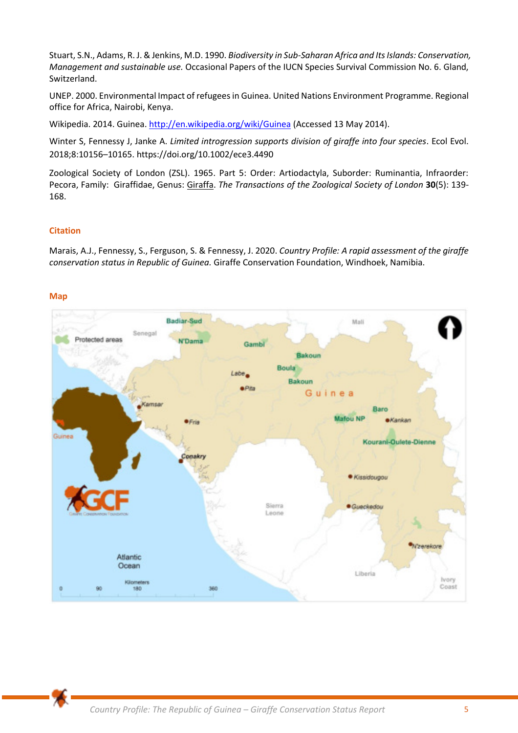Stuart, S.N., Adams, R. J. & Jenkins, M.D. 1990. *Biodiversity in Sub-Saharan Africa and Its Islands: Conservation, Management and sustainable use.* Occasional Papers of the IUCN Species Survival Commission No. 6. Gland, Switzerland.

UNEP. 2000. Environmental Impact of refugees in Guinea. United Nations Environment Programme. Regional office for Africa, Nairobi, Kenya.

Wikipedia. 2014. Guinea. http://en.wikipedia.org/wiki/Guinea (Accessed 13 May 2014).

Winter S, Fennessy J, Janke A. *Limited introgression supports division of giraffe into four species*. Ecol Evol. 2018;8:10156–10165. https://doi.org/10.1002/ece3.4490

Zoological Society of London (ZSL). 1965. Part 5: Order: Artiodactyla, Suborder: Ruminantia, Infraorder: Pecora, Family: Giraffidae, Genus: Giraffa. *The Transactions of the Zoological Society of London* **30**(5): 139-168.

## Citation

Marais, A.J., Fennessy, S., Ferguson, S. & Fennessy, J. 2020. *Country Profile: A rapid assessment of the giraffe conservation status in Republic of Guinea.* Giraffe Conservation Foundation, Windhoek, Namibia.

## Map

Protected areas
Senegal
Badiar-Sud
N'Dama
Gambi
Mali
Bakoun
Boula
Bakoun
Labe
Pita
Guinea
Kamsar
Fria
Baro
Mafou NP
Kankan
Kourani-Oulete-Dienne
Conakry
Kissidougou
Gueckedou
Sierra Leone
N'zerekore
Liberia
Ivory Coast
Atlantic Ocean
Kilometers
0 90 180 360